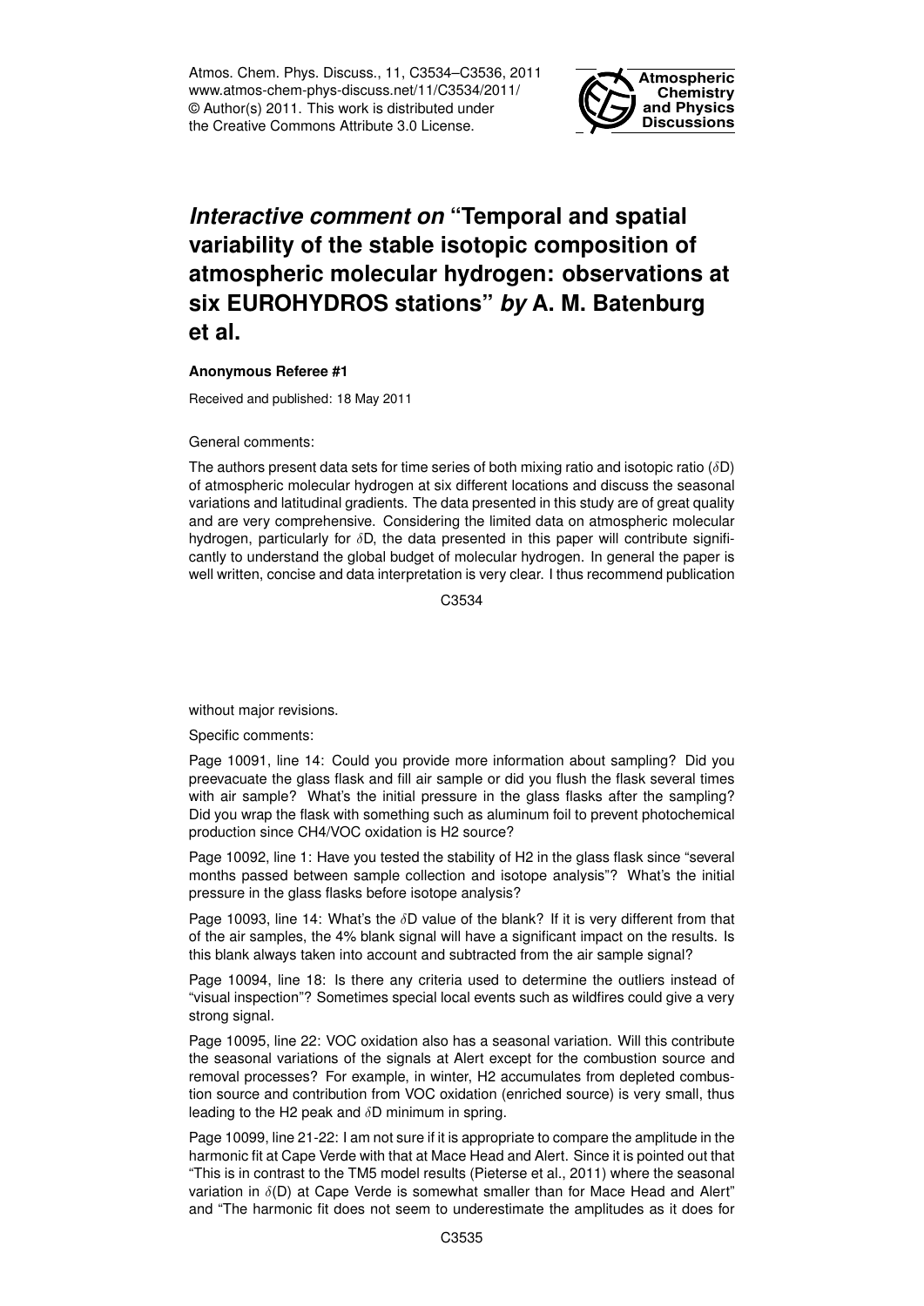Atmos. Chem. Phys. Discuss., 11, C3534–C3536, 2011
www.atmos-chem-phys-discuss.net/11/C3534/2011/
© Author(s) 2011. This work is distributed under
the Creative Commons Attribute 3.0 License.

**Atmospheric Chemistry and Physics Discussions**

# *Interactive comment on* "Temporal and spatial variability of the stable isotopic composition of atmospheric molecular hydrogen: observations at six EUROHYDROS stations" *by* A. M. Batenburg et al.

**Anonymous Referee #1**

Received and published: 18 May 2011

General comments:

The authors present data sets for time series of both mixing ratio and isotopic ratio ($\delta$D) of atmospheric molecular hydrogen at six different locations and discuss the seasonal variations and latitudinal gradients. The data presented in this study are of great quality and are very comprehensive. Considering the limited data on atmospheric molecular hydrogen, particularly for $\delta$D, the data presented in this paper will contribute significantly to understand the global budget of molecular hydrogen. In general the paper is well written, concise and data interpretation is very clear. I thus recommend publication without major revisions.

Specific comments:

Page 10091, line 14: Could you provide more information about sampling? Did you preevacuate the glass flask and fill air sample or did you flush the flask several times with air sample? What's the initial pressure in the glass flasks after the sampling? Did you wrap the flask with something such as aluminum foil to prevent photochemical production since CH4/VOC oxidation is H2 source?

Page 10092, line 1: Have you tested the stability of H2 in the glass flask since "several months passed between sample collection and isotope analysis"? What's the initial pressure in the glass flasks before isotope analysis?

Page 10093, line 14: What's the $\delta$D value of the blank? If it is very different from that of the air samples, the 4% blank signal will have a significant impact on the results. Is this blank always taken into account and subtracted from the air sample signal?

Page 10094, line 18: Is there any criteria used to determine the outliers instead of "visual inspection"? Sometimes special local events such as wildfires could give a very strong signal.

Page 10095, line 22: VOC oxidation also has a seasonal variation. Will this contribute the seasonal variations of the signals at Alert except for the combustion source and removal processes? For example, in winter, H2 accumulates from depleted combustion source and contribution from VOC oxidation (enriched source) is very small, thus leading to the H2 peak and $\delta$D minimum in spring.

Page 10099, line 21-22: I am not sure if it is appropriate to compare the amplitude in the harmonic fit at Cape Verde with that at Mace Head and Alert. Since it is pointed out that "This is in contrast to the TM5 model results (Pieterse et al., 2011) where the seasonal variation in $\delta$(D) at Cape Verde is somewhat smaller than for Mace Head and Alert" and "The harmonic fit does not seem to underestimate the amplitudes as it does for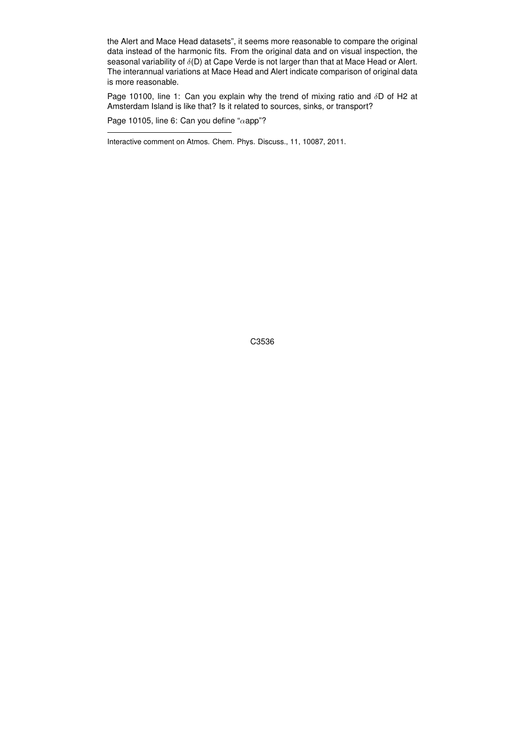the Alert and Mace Head datasets", it seems more reasonable to compare the original data instead of the harmonic fits. From the original data and on visual inspection, the seasonal variability of $\delta$(D) at Cape Verde is not larger than that at Mace Head or Alert. The interannual variations at Mace Head and Alert indicate comparison of original data is more reasonable.

Page 10100, line 1: Can you explain why the trend of mixing ratio and $\delta$D of H2 at Amsterdam Island is like that? Is it related to sources, sinks, or transport?

Page 10105, line 6: Can you define "$\alpha$app"?

---

Interactive comment on Atmos. Chem. Phys. Discuss., 11, 10087, 2011.